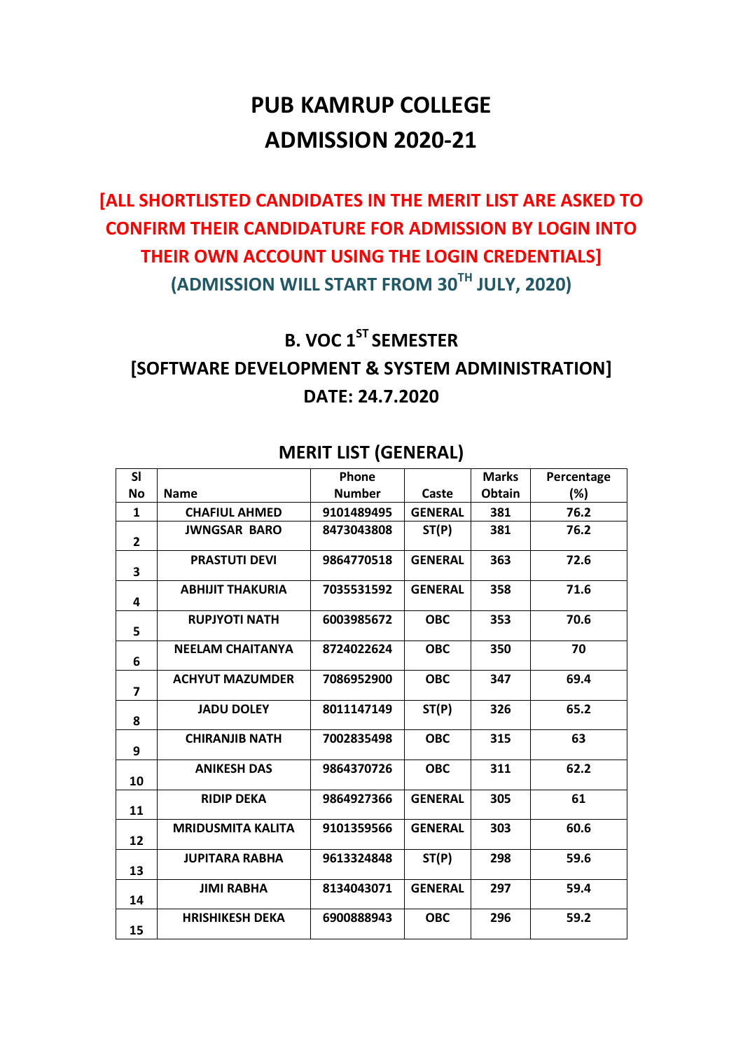# PUB KAMRUP COLLEGE
# ADMISSION 2020-21

**[ALL SHORTLISTED CANDIDATES IN THE MERIT LIST ARE ASKED TO CONFIRM THEIR CANDIDATURE FOR ADMISSION BY LOGIN INTO THEIR OWN ACCOUNT USING THE LOGIN CREDENTIALS]**

**(ADMISSION WILL START FROM 30TH JULY, 2020)**

## B. VOC 1ST SEMESTER
## [SOFTWARE DEVELOPMENT & SYSTEM ADMINISTRATION]
## DATE: 24.7.2020

### MERIT LIST (GENERAL)

| Sl No | Name | Phone Number | Caste | Marks Obtain | Percentage (%) |
|---|---|---|---|---|---|
| 1 | CHAFIUL AHMED | 9101489495 | GENERAL | 381 | 76.2 |
| 2 | JWNGSAR BARO | 8473043808 | ST(P) | 381 | 76.2 |
| 3 | PRASTUTI DEVI | 9864770518 | GENERAL | 363 | 72.6 |
| 4 | ABHIJIT THAKURIA | 7035531592 | GENERAL | 358 | 71.6 |
| 5 | RUPJYOTI NATH | 6003985672 | OBC | 353 | 70.6 |
| 6 | NEELAM CHAITANYA | 8724022624 | OBC | 350 | 70 |
| 7 | ACHYUT MAZUMDER | 7086952900 | OBC | 347 | 69.4 |
| 8 | JADU DOLEY | 8011147149 | ST(P) | 326 | 65.2 |
| 9 | CHIRANJIB NATH | 7002835498 | OBC | 315 | 63 |
| 10 | ANIKESH DAS | 9864370726 | OBC | 311 | 62.2 |
| 11 | RIDIP DEKA | 9864927366 | GENERAL | 305 | 61 |
| 12 | MRIDUSMITA KALITA | 9101359566 | GENERAL | 303 | 60.6 |
| 13 | JUPITARA RABHA | 9613324848 | ST(P) | 298 | 59.6 |
| 14 | JIMI RABHA | 8134043071 | GENERAL | 297 | 59.4 |
| 15 | HRISHIKESH DEKA | 6900888943 | OBC | 296 | 59.2 |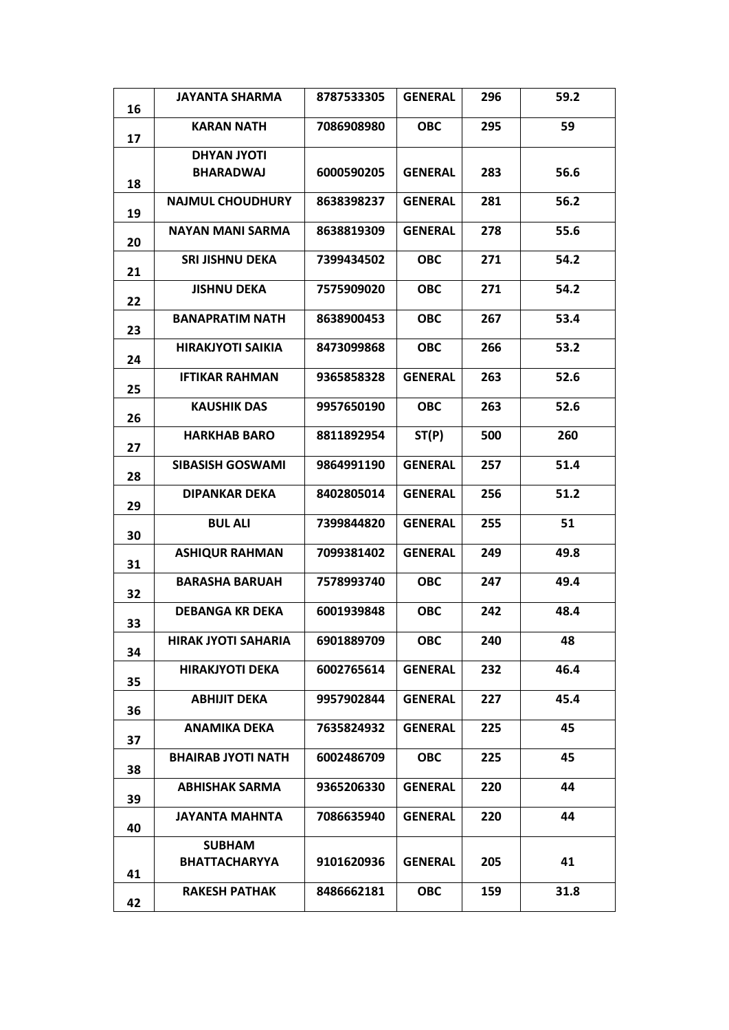| | | | | | |
|---|---|---|---|---|---|
| 16 | JAYANTA SHARMA | 8787533305 | GENERAL | 296 | 59.2 |
| 17 | KARAN NATH | 7086908980 | OBC | 295 | 59 |
| 18 | DHYAN JYOTI BHARADWAJ | 6000590205 | GENERAL | 283 | 56.6 |
| 19 | NAJMUL CHOUDHURY | 8638398237 | GENERAL | 281 | 56.2 |
| 20 | NAYAN MANI SARMA | 8638819309 | GENERAL | 278 | 55.6 |
| 21 | SRI JISHNU DEKA | 7399434502 | OBC | 271 | 54.2 |
| 22 | JISHNU DEKA | 7575909020 | OBC | 271 | 54.2 |
| 23 | BANAPRATIM NATH | 8638900453 | OBC | 267 | 53.4 |
| 24 | HIRAKJYOTI SAIKIA | 8473099868 | OBC | 266 | 53.2 |
| 25 | IFTIKAR RAHMAN | 9365858328 | GENERAL | 263 | 52.6 |
| 26 | KAUSHIK DAS | 9957650190 | OBC | 263 | 52.6 |
| 27 | HARKHAB BARO | 8811892954 | ST(P) | 500 | 260 |
| 28 | SIBASISH GOSWAMI | 9864991190 | GENERAL | 257 | 51.4 |
| 29 | DIPANKAR DEKA | 8402805014 | GENERAL | 256 | 51.2 |
| 30 | BUL ALI | 7399844820 | GENERAL | 255 | 51 |
| 31 | ASHIQUR RAHMAN | 7099381402 | GENERAL | 249 | 49.8 |
| 32 | BARASHA BARUAH | 7578993740 | OBC | 247 | 49.4 |
| 33 | DEBANGA KR DEKA | 6001939848 | OBC | 242 | 48.4 |
| 34 | HIRAK JYOTI SAHARIA | 6901889709 | OBC | 240 | 48 |
| 35 | HIRAKJYOTI DEKA | 6002765614 | GENERAL | 232 | 46.4 |
| 36 | ABHIJIT DEKA | 9957902844 | GENERAL | 227 | 45.4 |
| 37 | ANAMIKA DEKA | 7635824932 | GENERAL | 225 | 45 |
| 38 | BHAIRAB JYOTI NATH | 6002486709 | OBC | 225 | 45 |
| 39 | ABHISHAK SARMA | 9365206330 | GENERAL | 220 | 44 |
| 40 | JAYANTA MAHNTA | 7086635940 | GENERAL | 220 | 44 |
| 41 | SUBHAM BHATTACHARYYA | 9101620936 | GENERAL | 205 | 41 |
| 42 | RAKESH PATHAK | 8486662181 | OBC | 159 | 31.8 |